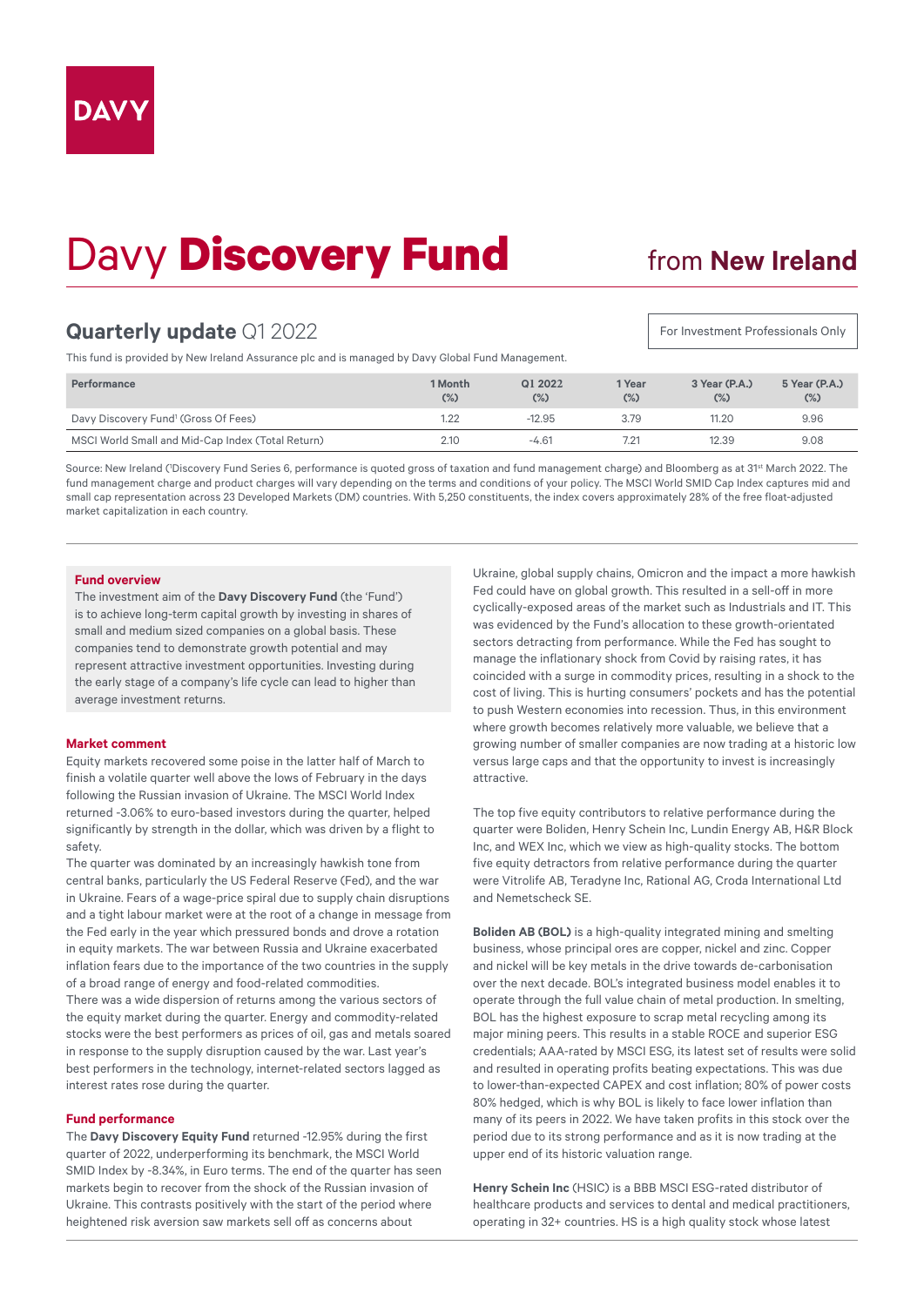DAVY

# Davy **Discovery Fund** from **New Ireland**

## **Quarterly update** Q1 2022

For Investment Professionals Only

This fund is provided by New Ireland Assurance plc and is managed by Davy Global Fund Management.

| Performance | 1 Month (%) | Q1 2022 (%) | 1 Year (%) | 3 Year (P.A.) (%) | 5 Year (P.A.) (%) |
|---|---|---|---|---|---|
| Davy Discovery Fund[1] (Gross Of Fees) | 1.22 | -12.95 | 3.79 | 11.20 | 9.96 |
| MSCI World Small and Mid-Cap Index (Total Return) | 2.10 | -4.61 | 7.21 | 12.39 | 9.08 |

Source: New Ireland ([1]Discovery Fund Series 6, performance is quoted gross of taxation and fund management charge) and Bloomberg as at 31st March 2022. The fund management charge and product charges will vary depending on the terms and conditions of your policy. The MSCI World SMID Cap Index captures mid and small cap representation across 23 Developed Markets (DM) countries. With 5,250 constituents, the index covers approximately 28% of the free float-adjusted market capitalization in each country.

### Fund overview

The investment aim of the **Davy Discovery Fund** (the 'Fund') is to achieve long-term capital growth by investing in shares of small and medium sized companies on a global basis. These companies tend to demonstrate growth potential and may represent attractive investment opportunities. Investing during the early stage of a company's life cycle can lead to higher than average investment returns.

### Market comment

Equity markets recovered some poise in the latter half of March to finish a volatile quarter well above the lows of February in the days following the Russian invasion of Ukraine. The MSCI World Index returned -3.06% to euro-based investors during the quarter, helped significantly by strength in the dollar, which was driven by a flight to safety.

The quarter was dominated by an increasingly hawkish tone from central banks, particularly the US Federal Reserve (Fed), and the war in Ukraine. Fears of a wage-price spiral due to supply chain disruptions and a tight labour market were at the root of a change in message from the Fed early in the year which pressured bonds and drove a rotation in equity markets. The war between Russia and Ukraine exacerbated inflation fears due to the importance of the two countries in the supply of a broad range of energy and food-related commodities.

There was a wide dispersion of returns among the various sectors of the equity market during the quarter. Energy and commodity-related stocks were the best performers as prices of oil, gas and metals soared in response to the supply disruption caused by the war. Last year's best performers in the technology, internet-related sectors lagged as interest rates rose during the quarter.

### Fund performance

The **Davy Discovery Equity Fund** returned -12.95% during the first quarter of 2022, underperforming its benchmark, the MSCI World SMID Index by -8.34%, in Euro terms. The end of the quarter has seen markets begin to recover from the shock of the Russian invasion of Ukraine. This contrasts positively with the start of the period where heightened risk aversion saw markets sell off as concerns about Ukraine, global supply chains, Omicron and the impact a more hawkish Fed could have on global growth. This resulted in a sell-off in more cyclically-exposed areas of the market such as Industrials and IT. This was evidenced by the Fund's allocation to these growth-orientated sectors detracting from performance. While the Fed has sought to manage the inflationary shock from Covid by raising rates, it has coincided with a surge in commodity prices, resulting in a shock to the cost of living. This is hurting consumers' pockets and has the potential to push Western economies into recession. Thus, in this environment where growth becomes relatively more valuable, we believe that a growing number of smaller companies are now trading at a historic low versus large caps and that the opportunity to invest is increasingly attractive.

The top five equity contributors to relative performance during the quarter were Boliden, Henry Schein Inc, Lundin Energy AB, H&R Block Inc, and WEX Inc, which we view as high-quality stocks. The bottom five equity detractors from relative performance during the quarter were Vitrolife AB, Teradyne Inc, Rational AG, Croda International Ltd and Nemetscheck SE.

**Boliden AB (BOL)** is a high-quality integrated mining and smelting business, whose principal ores are copper, nickel and zinc. Copper and nickel will be key metals in the drive towards de-carbonisation over the next decade. BOL's integrated business model enables it to operate through the full value chain of metal production. In smelting, BOL has the highest exposure to scrap metal recycling among its major mining peers. This results in a stable ROCE and superior ESG credentials; AAA-rated by MSCI ESG, its latest set of results were solid and resulted in operating profits beating expectations. This was due to lower-than-expected CAPEX and cost inflation; 80% of power costs 80% hedged, which is why BOL is likely to face lower inflation than many of its peers in 2022. We have taken profits in this stock over the period due to its strong performance and as it is now trading at the upper end of its historic valuation range.

**Henry Schein Inc** (HSIC) is a BBB MSCI ESG-rated distributor of healthcare products and services to dental and medical practitioners, operating in 32+ countries. HS is a high quality stock whose latest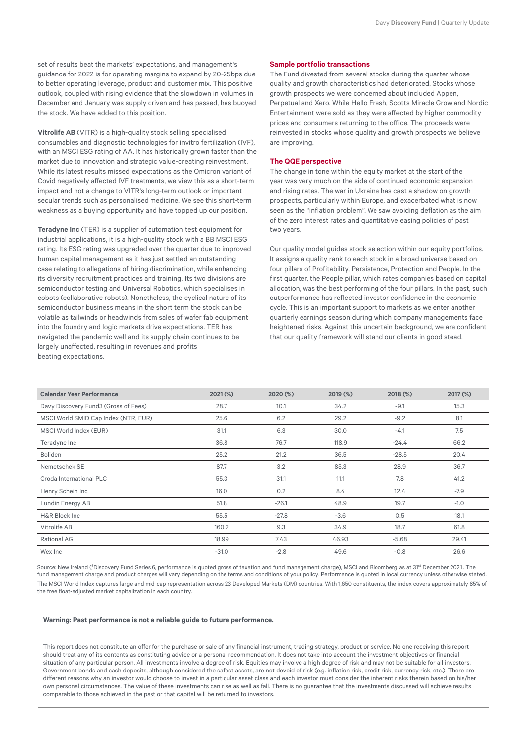set of results beat the markets' expectations, and management's guidance for 2022 is for operating margins to expand by 20-25bps due to better operating leverage, product and customer mix. This positive outlook, coupled with rising evidence that the slowdown in volumes in December and January was supply driven and has passed, has buoyed the stock. We have added to this position.

**Vitrolife AB** (VITR) is a high-quality stock selling specialised consumables and diagnostic technologies for invitro fertilization (IVF), with an MSCI ESG rating of AA. It has historically grown faster than the market due to innovation and strategic value-creating reinvestment. While its latest results missed expectations as the Omicron variant of Covid negatively affected IVF treatments, we view this as a short-term impact and not a change to VITR's long-term outlook or important secular trends such as personalised medicine. We see this short-term weakness as a buying opportunity and have topped up our position.

**Teradyne Inc** (TER) is a supplier of automation test equipment for industrial applications, it is a high-quality stock with a BB MSCI ESG rating. Its ESG rating was upgraded over the quarter due to improved human capital management as it has just settled an outstanding case relating to allegations of hiring discrimination, while enhancing its diversity recruitment practices and training. Its two divisions are semiconductor testing and Universal Robotics, which specialises in cobots (collaborative robots). Nonetheless, the cyclical nature of its semiconductor business means in the short term the stock can be volatile as tailwinds or headwinds from sales of wafer fab equipment into the foundry and logic markets drive expectations. TER has navigated the pandemic well and its supply chain continues to be largely unaffected, resulting in revenues and profits beating expectations.

### Sample portfolio transactions

The Fund divested from several stocks during the quarter whose quality and growth characteristics had deteriorated. Stocks whose growth prospects we were concerned about included Appen, Perpetual and Xero. While Hello Fresh, Scotts Miracle Grow and Nordic Entertainment were sold as they were affected by higher commodity prices and consumers returning to the office. The proceeds were reinvested in stocks whose quality and growth prospects we believe are improving.

### The QQE perspective

The change in tone within the equity market at the start of the year was very much on the side of continued economic expansion and rising rates. The war in Ukraine has cast a shadow on growth prospects, particularly within Europe, and exacerbated what is now seen as the "inflation problem". We saw avoiding deflation as the aim of the zero interest rates and quantitative easing policies of past two years.

Our quality model guides stock selection within our equity portfolios. It assigns a quality rank to each stock in a broad universe based on four pillars of Profitability, Persistence, Protection and People. In the first quarter, the People pillar, which rates companies based on capital allocation, was the best performing of the four pillars. In the past, such outperformance has reflected investor confidence in the economic cycle. This is an important support to markets as we enter another quarterly earnings season during which company managements face heightened risks. Against this uncertain background, we are confident that our quality framework will stand our clients in good stead.

| Calendar Year Performance | 2021 (%) | 2020 (%) | 2019 (%) | 2018 (%) | 2017 (%) |
|---|---|---|---|---|---|
| Davy Discovery Fund3 (Gross of Fees) | 28.7 | 10.1 | 34.2 | -9.1 | 15.3 |
| MSCI World SMID Cap Index (NTR, EUR) | 25.6 | 6.2 | 29.2 | -9.2 | 8.1 |
| MSCI World Index (EUR) | 31.1 | 6.3 | 30.0 | -4.1 | 7.5 |
| Teradyne Inc | 36.8 | 76.7 | 118.9 | -24.4 | 66.2 |
| Boliden | 25.2 | 21.2 | 36.5 | -28.5 | 20.4 |
| Nemetschek SE | 87.7 | 3.2 | 85.3 | 28.9 | 36.7 |
| Croda International PLC | 55.3 | 31.1 | 11.1 | 7.8 | 41.2 |
| Henry Schein Inc | 16.0 | 0.2 | 8.4 | 12.4 | -7.9 |
| Lundin Energy AB | 51.8 | -26.1 | 48.9 | 19.7 | -1.0 |
| H&R Block Inc | 55.5 | -27.8 | -3.6 | 0.5 | 18.1 |
| Vitrolife AB | 160.2 | 9.3 | 34.9 | 18.7 | 61.8 |
| Rational AG | 18.99 | 7.43 | 46.93 | -5.68 | 29.41 |
| Wex Inc | -31.0 | -2.8 | 49.6 | -0.8 | 26.6 |

Source: New Ireland ([3]Discovery Fund Series 6, performance is quoted gross of taxation and fund management charge), MSCI and Bloomberg as at 31st December 2021. The fund management charge and product charges will vary depending on the terms and conditions of your policy. Performance is quoted in local currency unless otherwise stated.

The MSCI World Index captures large and mid-cap representation across 23 Developed Markets (DM) countries. With 1,650 constituents, the index covers approximately 85% of the free float-adjusted market capitalization in each country.

**Warning: Past performance is not a reliable guide to future performance.**

This report does not constitute an offer for the purchase or sale of any financial instrument, trading strategy, product or service. No one receiving this report should treat any of its contents as constituting advice or a personal recommendation. It does not take into account the investment objectives or financial situation of any particular person. All investments involve a degree of risk. Equities may involve a high degree of risk and may not be suitable for all investors. Government bonds and cash deposits, although considered the safest assets, are not devoid of risk (e.g. inflation risk, credit risk, currency risk, etc.). There are different reasons why an investor would choose to invest in a particular asset class and each investor must consider the inherent risks therein based on his/her own personal circumstances. The value of these investments can rise as well as fall. There is no guarantee that the investments discussed will achieve results comparable to those achieved in the past or that capital will be returned to investors.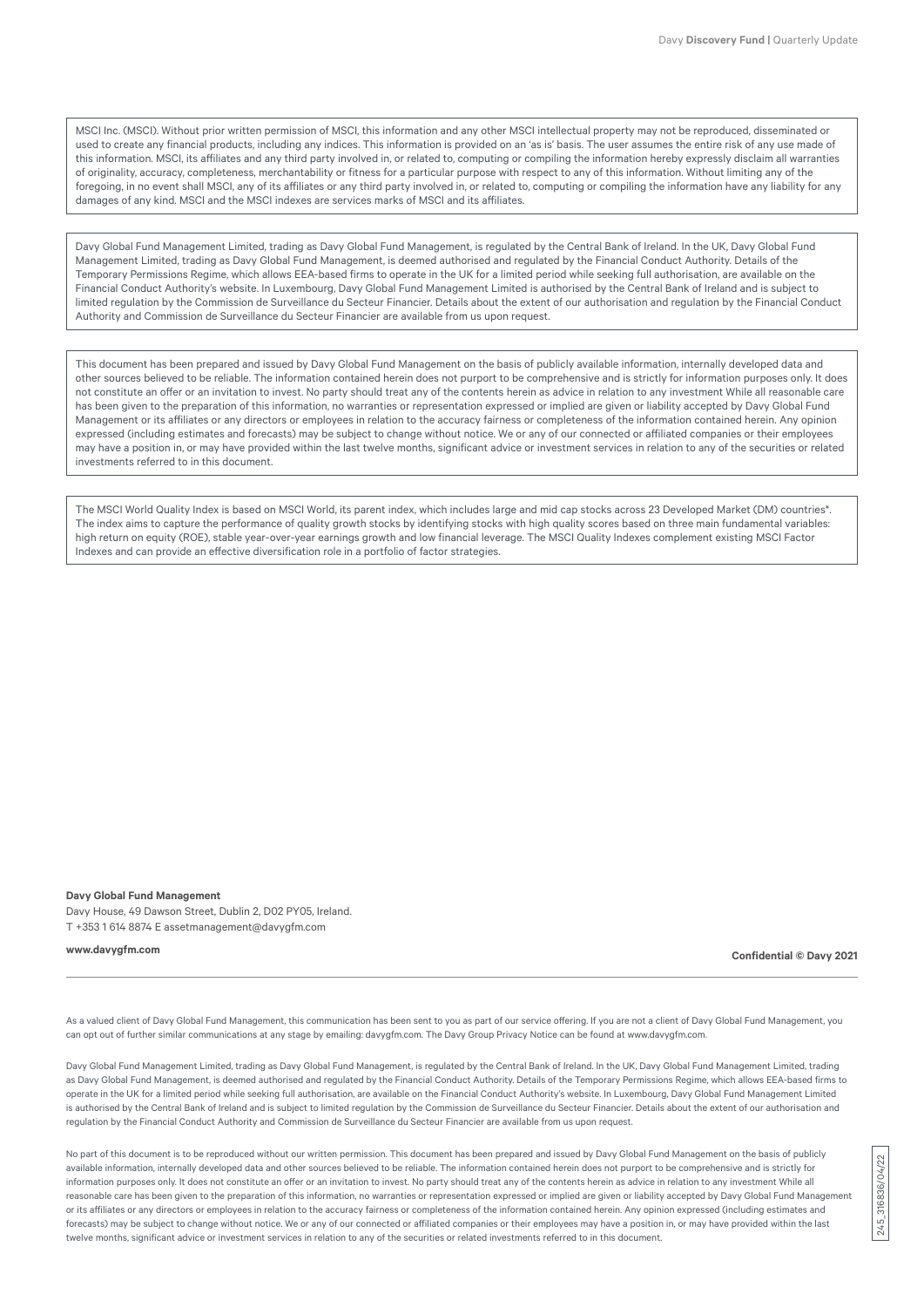MSCI Inc. (MSCI). Without prior written permission of MSCI, this information and any other MSCI intellectual property may not be reproduced, disseminated or used to create any financial products, including any indices. This information is provided on an 'as is' basis. The user assumes the entire risk of any use made of this information. MSCI, its affiliates and any third party involved in, or related to, computing or compiling the information hereby expressly disclaim all warranties of originality, accuracy, completeness, merchantability or fitness for a particular purpose with respect to any of this information. Without limiting any of the foregoing, in no event shall MSCI, any of its affiliates or any third party involved in, or related to, computing or compiling the information have any liability for any damages of any kind. MSCI and the MSCI indexes are services marks of MSCI and its affiliates.

Davy Global Fund Management Limited, trading as Davy Global Fund Management, is regulated by the Central Bank of Ireland. In the UK, Davy Global Fund Management Limited, trading as Davy Global Fund Management, is deemed authorised and regulated by the Financial Conduct Authority. Details of the Temporary Permissions Regime, which allows EEA-based firms to operate in the UK for a limited period while seeking full authorisation, are available on the Financial Conduct Authority's website. In Luxembourg, Davy Global Fund Management Limited is authorised by the Central Bank of Ireland and is subject to limited regulation by the Commission de Surveillance du Secteur Financier. Details about the extent of our authorisation and regulation by the Financial Conduct Authority and Commission de Surveillance du Secteur Financier are available from us upon request.

This document has been prepared and issued by Davy Global Fund Management on the basis of publicly available information, internally developed data and other sources believed to be reliable. The information contained herein does not purport to be comprehensive and is strictly for information purposes only. It does not constitute an offer or an invitation to invest. No party should treat any of the contents herein as advice in relation to any investment While all reasonable care has been given to the preparation of this information, no warranties or representation expressed or implied are given or liability accepted by Davy Global Fund Management or its affiliates or any directors or employees in relation to the accuracy fairness or completeness of the information contained herein. Any opinion expressed (including estimates and forecasts) may be subject to change without notice. We or any of our connected or affiliated companies or their employees may have a position in, or may have provided within the last twelve months, significant advice or investment services in relation to any of the securities or related investments referred to in this document.

The MSCI World Quality Index is based on MSCI World, its parent index, which includes large and mid cap stocks across 23 Developed Market (DM) countries*. The index aims to capture the performance of quality growth stocks by identifying stocks with high quality scores based on three main fundamental variables: high return on equity (ROE), stable year-over-year earnings growth and low financial leverage. The MSCI Quality Indexes complement existing MSCI Factor Indexes and can provide an effective diversification role in a portfolio of factor strategies.

**Davy Global Fund Management**
Davy House, 49 Dawson Street, Dublin 2, D02 PY05, Ireland.
T +353 1 614 8874 E assetmanagement@davygfm.com

**www.davygfm.com**

**Confidential © Davy 2021**

As a valued client of Davy Global Fund Management, this communication has been sent to you as part of our service offering. If you are not a client of Davy Global Fund Management, you can opt out of further similar communications at any stage by emailing: davygfm.com. The Davy Group Privacy Notice can be found at www.davygfm.com.

Davy Global Fund Management Limited, trading as Davy Global Fund Management, is regulated by the Central Bank of Ireland. In the UK, Davy Global Fund Management Limited, trading as Davy Global Fund Management, is deemed authorised and regulated by the Financial Conduct Authority. Details of the Temporary Permissions Regime, which allows EEA-based firms to operate in the UK for a limited period while seeking full authorisation, are available on the Financial Conduct Authority's website. In Luxembourg, Davy Global Fund Management Limited is authorised by the Central Bank of Ireland and is subject to limited regulation by the Commission de Surveillance du Secteur Financier. Details about the extent of our authorisation and regulation by the Financial Conduct Authority and Commission de Surveillance du Secteur Financier are available from us upon request.

No part of this document is to be reproduced without our written permission. This document has been prepared and issued by Davy Global Fund Management on the basis of publicly available information, internally developed data and other sources believed to be reliable. The information contained herein does not purport to be comprehensive and is strictly for information purposes only. It does not constitute an offer or an invitation to invest. No party should treat any of the contents herein as advice in relation to any investment While all reasonable care has been given to the preparation of this information, no warranties or representation expressed or implied are given or liability accepted by Davy Global Fund Management or its affiliates or any directors or employees in relation to the accuracy fairness or completeness of the information contained herein. Any opinion expressed (including estimates and forecasts) may be subject to change without notice. We or any of our connected or affiliated companies or their employees may have a position in, or may have provided within the last twelve months, significant advice or investment services in relation to any of the securities or related investments referred to in this document.

245_316836/04/22